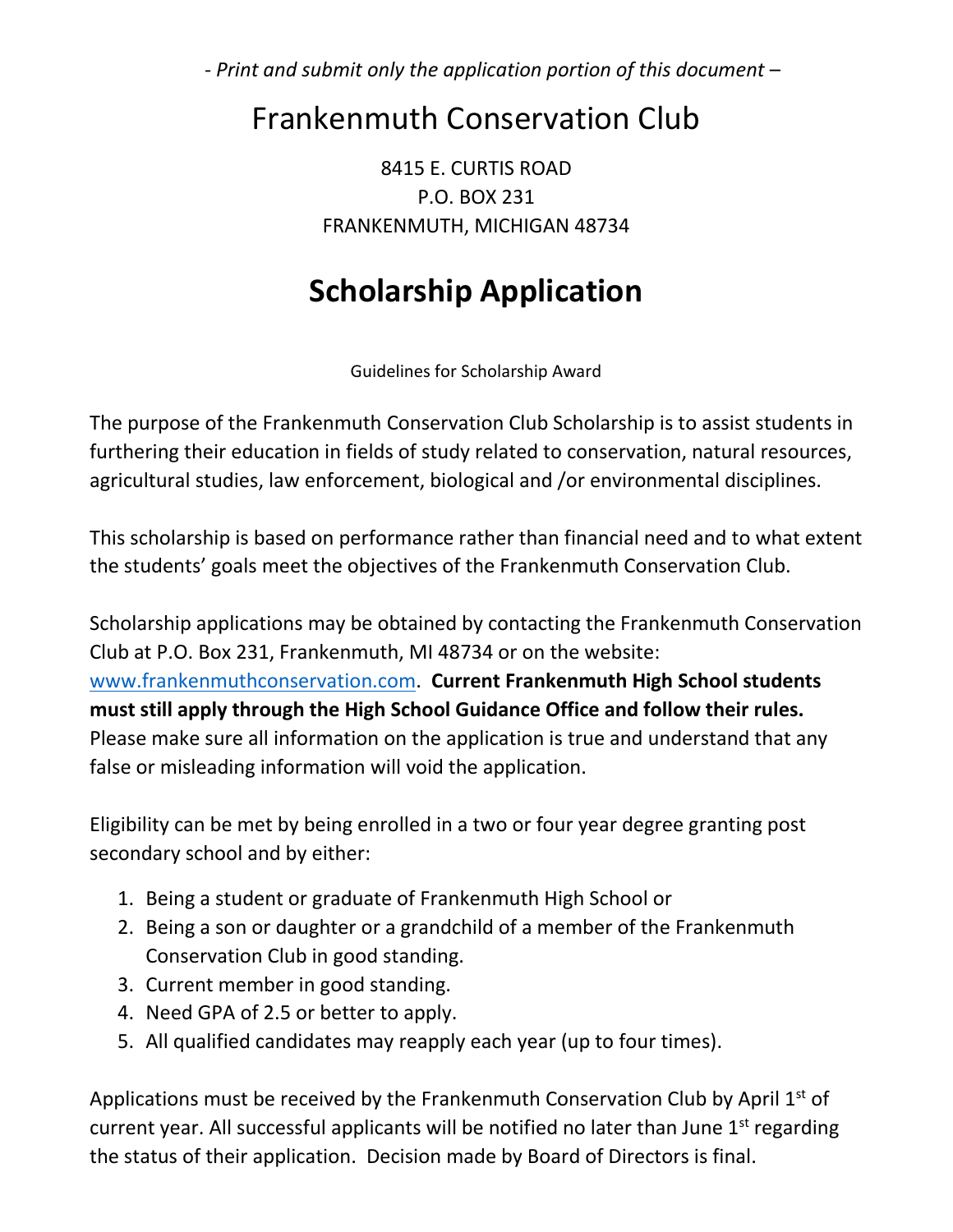*- Print and submit only the application portion of this document –*

# Frankenmuth Conservation Club

8415 E. CURTIS ROAD
P.O. BOX 231
FRANKENMUTH, MICHIGAN 48734

# Scholarship Application

Guidelines for Scholarship Award

The purpose of the Frankenmuth Conservation Club Scholarship is to assist students in furthering their education in fields of study related to conservation, natural resources, agricultural studies, law enforcement, biological and /or environmental disciplines.

This scholarship is based on performance rather than financial need and to what extent the students' goals meet the objectives of the Frankenmuth Conservation Club.

Scholarship applications may be obtained by contacting the Frankenmuth Conservation Club at P.O. Box 231, Frankenmuth, MI 48734 or on the website: www.frankenmuthconservation.com. **Current Frankenmuth High School students must still apply through the High School Guidance Office and follow their rules.** Please make sure all information on the application is true and understand that any false or misleading information will void the application.

Eligibility can be met by being enrolled in a two or four year degree granting post secondary school and by either:

1. Being a student or graduate of Frankenmuth High School or
2. Being a son or daughter or a grandchild of a member of the Frankenmuth Conservation Club in good standing.
3. Current member in good standing.
4. Need GPA of 2.5 or better to apply.
5. All qualified candidates may reapply each year (up to four times).

Applications must be received by the Frankenmuth Conservation Club by April 1st of current year. All successful applicants will be notified no later than June 1st regarding the status of their application. Decision made by Board of Directors is final.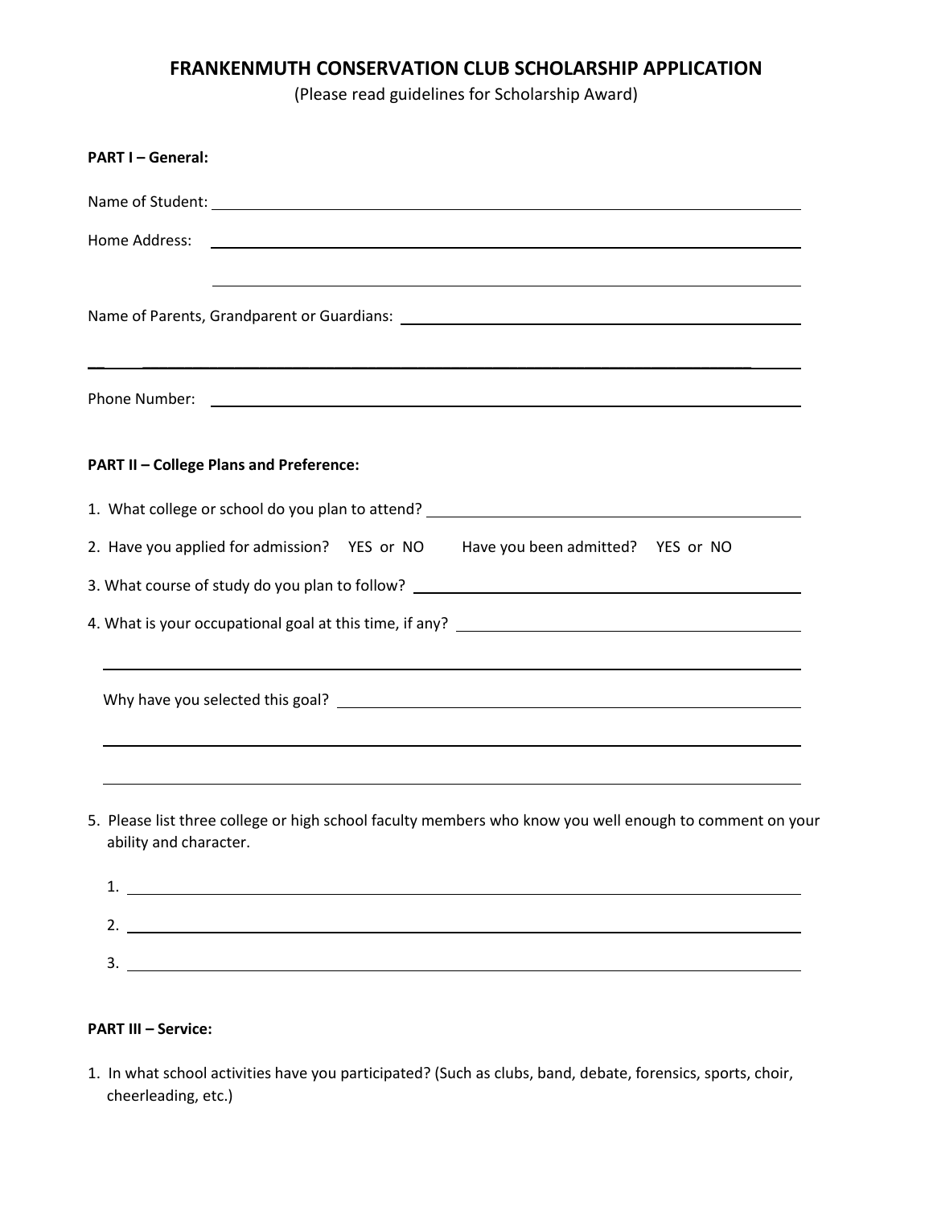# FRANKENMUTH CONSERVATION CLUB SCHOLARSHIP APPLICATION

(Please read guidelines for Scholarship Award)

**PART I – General:**

Name of Student: ____________________________________________

Home Address: ____________________________________________

____________________________________________

Name of Parents, Grandparent or Guardians: ____________________________

____________________________________________

Phone Number: ____________________________________________

**PART II – College Plans and Preference:**

1. What college or school do you plan to attend? ____________________________
2. Have you applied for admission? YES or NO Have you been admitted? YES or NO
3. What course of study do you plan to follow? ____________________________
4. What is your occupational goal at this time, if any? ____________________________

   ____________________________________________

   Why have you selected this goal? ____________________________

   ____________________________________________

   ____________________________________________

5. Please list three college or high school faculty members who know you well enough to comment on your ability and character.

   1. ____________________________________________
   2. ____________________________________________
   3. ____________________________________________

**PART III – Service:**

1. In what school activities have you participated? (Such as clubs, band, debate, forensics, sports, choir, cheerleading, etc.)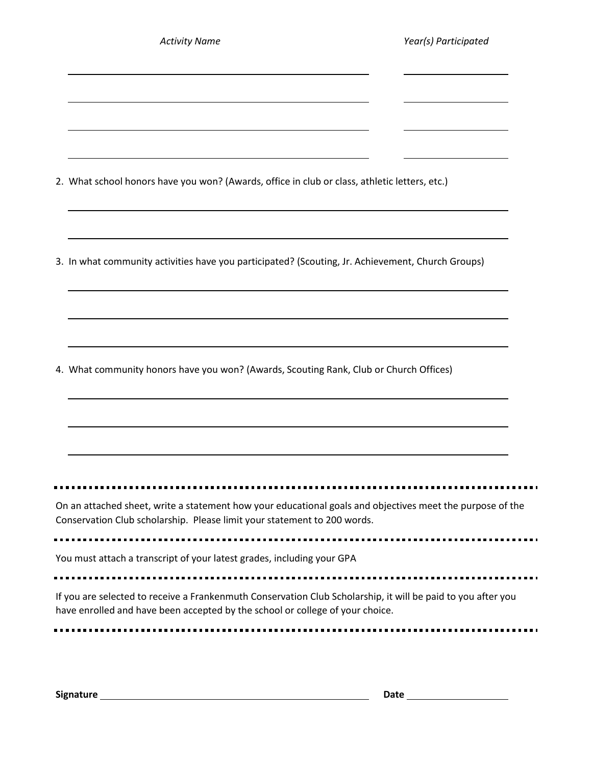| *Activity Name* | *Year(s) Participated* |
| --- | --- |
| | |
| | |
| | |
| | |

2. What school honors have you won? (Awards, office in club or class, athletic letters, etc.)

\_\_\_\_\_\_\_\_\_\_\_\_\_\_\_\_\_\_\_\_\_\_\_\_\_\_\_\_\_\_\_\_\_\_\_\_\_\_\_\_\_\_\_\_\_\_\_\_\_\_\_\_\_\_\_\_\_\_\_\_\_\_\_\_\_\_\_\_

\_\_\_\_\_\_\_\_\_\_\_\_\_\_\_\_\_\_\_\_\_\_\_\_\_\_\_\_\_\_\_\_\_\_\_\_\_\_\_\_\_\_\_\_\_\_\_\_\_\_\_\_\_\_\_\_\_\_\_\_\_\_\_\_\_\_\_\_

3. In what community activities have you participated? (Scouting, Jr. Achievement, Church Groups)

\_\_\_\_\_\_\_\_\_\_\_\_\_\_\_\_\_\_\_\_\_\_\_\_\_\_\_\_\_\_\_\_\_\_\_\_\_\_\_\_\_\_\_\_\_\_\_\_\_\_\_\_\_\_\_\_\_\_\_\_\_\_\_\_\_\_\_\_

\_\_\_\_\_\_\_\_\_\_\_\_\_\_\_\_\_\_\_\_\_\_\_\_\_\_\_\_\_\_\_\_\_\_\_\_\_\_\_\_\_\_\_\_\_\_\_\_\_\_\_\_\_\_\_\_\_\_\_\_\_\_\_\_\_\_\_\_

\_\_\_\_\_\_\_\_\_\_\_\_\_\_\_\_\_\_\_\_\_\_\_\_\_\_\_\_\_\_\_\_\_\_\_\_\_\_\_\_\_\_\_\_\_\_\_\_\_\_\_\_\_\_\_\_\_\_\_\_\_\_\_\_\_\_\_\_

4. What community honors have you won? (Awards, Scouting Rank, Club or Church Offices)

\_\_\_\_\_\_\_\_\_\_\_\_\_\_\_\_\_\_\_\_\_\_\_\_\_\_\_\_\_\_\_\_\_\_\_\_\_\_\_\_\_\_\_\_\_\_\_\_\_\_\_\_\_\_\_\_\_\_\_\_\_\_\_\_\_\_\_\_

\_\_\_\_\_\_\_\_\_\_\_\_\_\_\_\_\_\_\_\_\_\_\_\_\_\_\_\_\_\_\_\_\_\_\_\_\_\_\_\_\_\_\_\_\_\_\_\_\_\_\_\_\_\_\_\_\_\_\_\_\_\_\_\_\_\_\_\_

\_\_\_\_\_\_\_\_\_\_\_\_\_\_\_\_\_\_\_\_\_\_\_\_\_\_\_\_\_\_\_\_\_\_\_\_\_\_\_\_\_\_\_\_\_\_\_\_\_\_\_\_\_\_\_\_\_\_\_\_\_\_\_\_\_\_\_\_

---

On an attached sheet, write a statement how your educational goals and objectives meet the purpose of the Conservation Club scholarship. Please limit your statement to 200 words.

---

You must attach a transcript of your latest grades, including your GPA

---

If you are selected to receive a Frankenmuth Conservation Club Scholarship, it will be paid to you after you have enrolled and have been accepted by the school or college of your choice.

---

**Signature** \_\_\_\_\_\_\_\_\_\_\_\_\_\_\_\_\_\_\_\_\_\_\_\_\_\_\_\_\_\_\_\_\_\_\_\_\_\_\_\_\_\_\_\_ **Date** \_\_\_\_\_\_\_\_\_\_\_\_\_\_\_\_